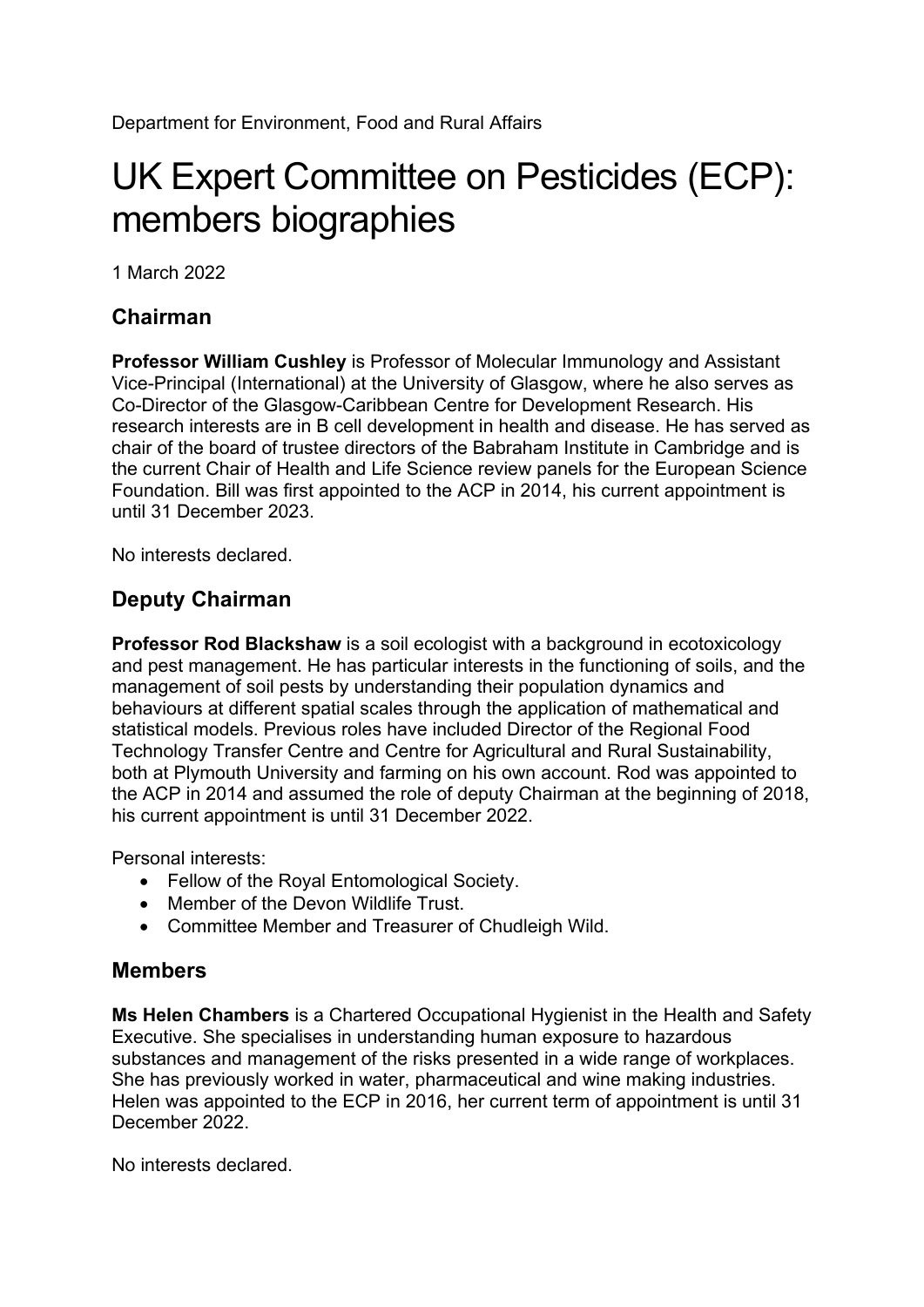Department for Environment, Food and Rural Affairs

# UK Expert Committee on Pesticides (ECP): members biographies

1 March 2022

## Chairman

**Professor William Cushley** is Professor of Molecular Immunology and Assistant Vice-Principal (International) at the University of Glasgow, where he also serves as Co-Director of the Glasgow-Caribbean Centre for Development Research. His research interests are in B cell development in health and disease. He has served as chair of the board of trustee directors of the Babraham Institute in Cambridge and is the current Chair of Health and Life Science review panels for the European Science Foundation. Bill was first appointed to the ACP in 2014, his current appointment is until 31 December 2023.

No interests declared.

## Deputy Chairman

**Professor Rod Blackshaw** is a soil ecologist with a background in ecotoxicology and pest management. He has particular interests in the functioning of soils, and the management of soil pests by understanding their population dynamics and behaviours at different spatial scales through the application of mathematical and statistical models. Previous roles have included Director of the Regional Food Technology Transfer Centre and Centre for Agricultural and Rural Sustainability, both at Plymouth University and farming on his own account. Rod was appointed to the ACP in 2014 and assumed the role of deputy Chairman at the beginning of 2018, his current appointment is until 31 December 2022.

Personal interests:

- Fellow of the Royal Entomological Society.
- Member of the Devon Wildlife Trust.
- Committee Member and Treasurer of Chudleigh Wild.

## Members

**Ms Helen Chambers** is a Chartered Occupational Hygienist in the Health and Safety Executive. She specialises in understanding human exposure to hazardous substances and management of the risks presented in a wide range of workplaces. She has previously worked in water, pharmaceutical and wine making industries. Helen was appointed to the ECP in 2016, her current term of appointment is until 31 December 2022.

No interests declared.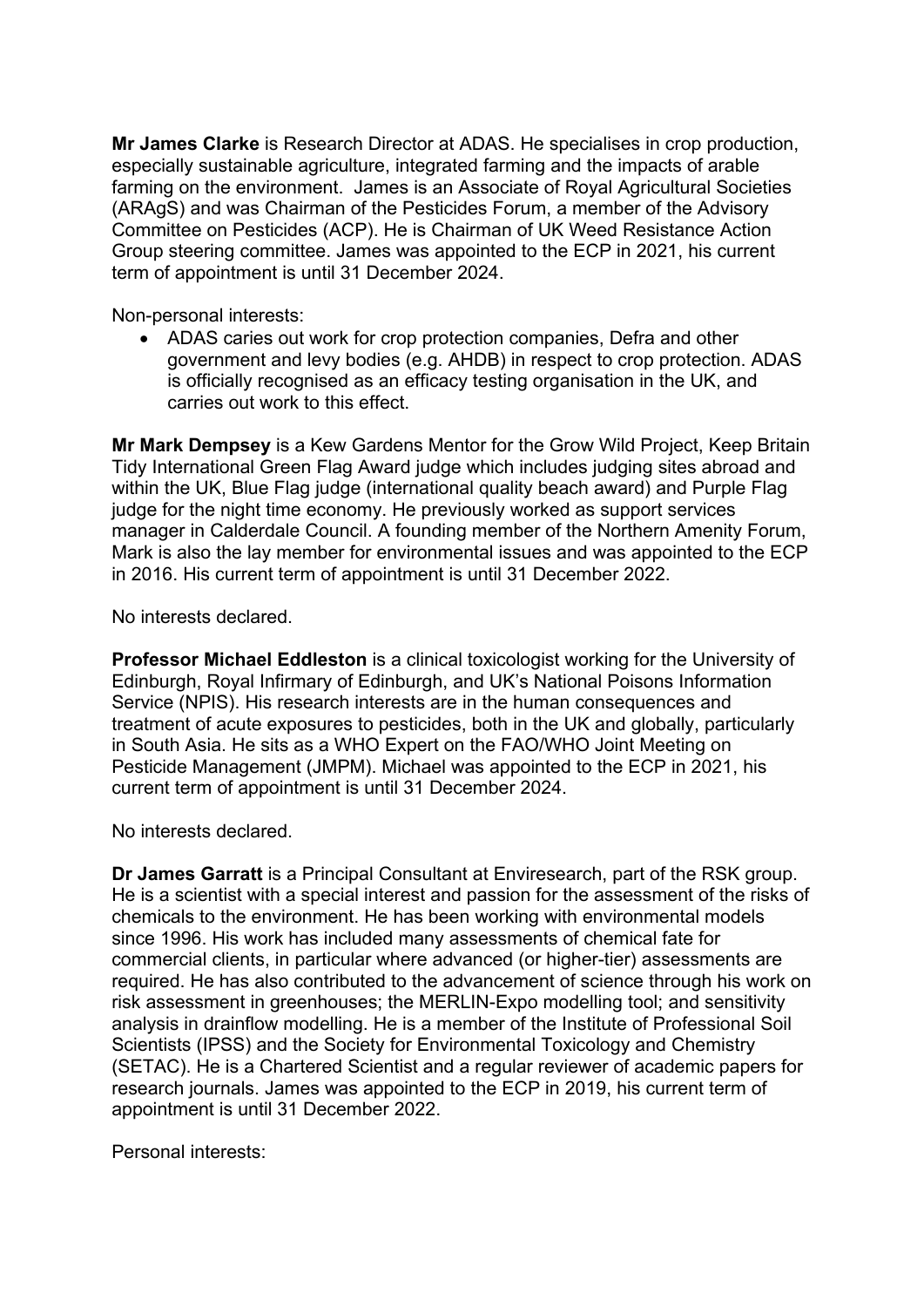**Mr James Clarke** is Research Director at ADAS. He specialises in crop production, especially sustainable agriculture, integrated farming and the impacts of arable farming on the environment. James is an Associate of Royal Agricultural Societies (ARAgS) and was Chairman of the Pesticides Forum, a member of the Advisory Committee on Pesticides (ACP). He is Chairman of UK Weed Resistance Action Group steering committee. James was appointed to the ECP in 2021, his current term of appointment is until 31 December 2024.

Non-personal interests:

- ADAS caries out work for crop protection companies, Defra and other government and levy bodies (e.g. AHDB) in respect to crop protection. ADAS is officially recognised as an efficacy testing organisation in the UK, and carries out work to this effect.

**Mr Mark Dempsey** is a Kew Gardens Mentor for the Grow Wild Project, Keep Britain Tidy International Green Flag Award judge which includes judging sites abroad and within the UK, Blue Flag judge (international quality beach award) and Purple Flag judge for the night time economy. He previously worked as support services manager in Calderdale Council. A founding member of the Northern Amenity Forum, Mark is also the lay member for environmental issues and was appointed to the ECP in 2016. His current term of appointment is until 31 December 2022.

No interests declared.

**Professor Michael Eddleston** is a clinical toxicologist working for the University of Edinburgh, Royal Infirmary of Edinburgh, and UK's National Poisons Information Service (NPIS). His research interests are in the human consequences and treatment of acute exposures to pesticides, both in the UK and globally, particularly in South Asia. He sits as a WHO Expert on the FAO/WHO Joint Meeting on Pesticide Management (JMPM). Michael was appointed to the ECP in 2021, his current term of appointment is until 31 December 2024.

No interests declared.

**Dr James Garratt** is a Principal Consultant at Enviresearch, part of the RSK group. He is a scientist with a special interest and passion for the assessment of the risks of chemicals to the environment. He has been working with environmental models since 1996. His work has included many assessments of chemical fate for commercial clients, in particular where advanced (or higher-tier) assessments are required. He has also contributed to the advancement of science through his work on risk assessment in greenhouses; the MERLIN-Expo modelling tool; and sensitivity analysis in drainflow modelling. He is a member of the Institute of Professional Soil Scientists (IPSS) and the Society for Environmental Toxicology and Chemistry (SETAC). He is a Chartered Scientist and a regular reviewer of academic papers for research journals. James was appointed to the ECP in 2019, his current term of appointment is until 31 December 2022.

Personal interests: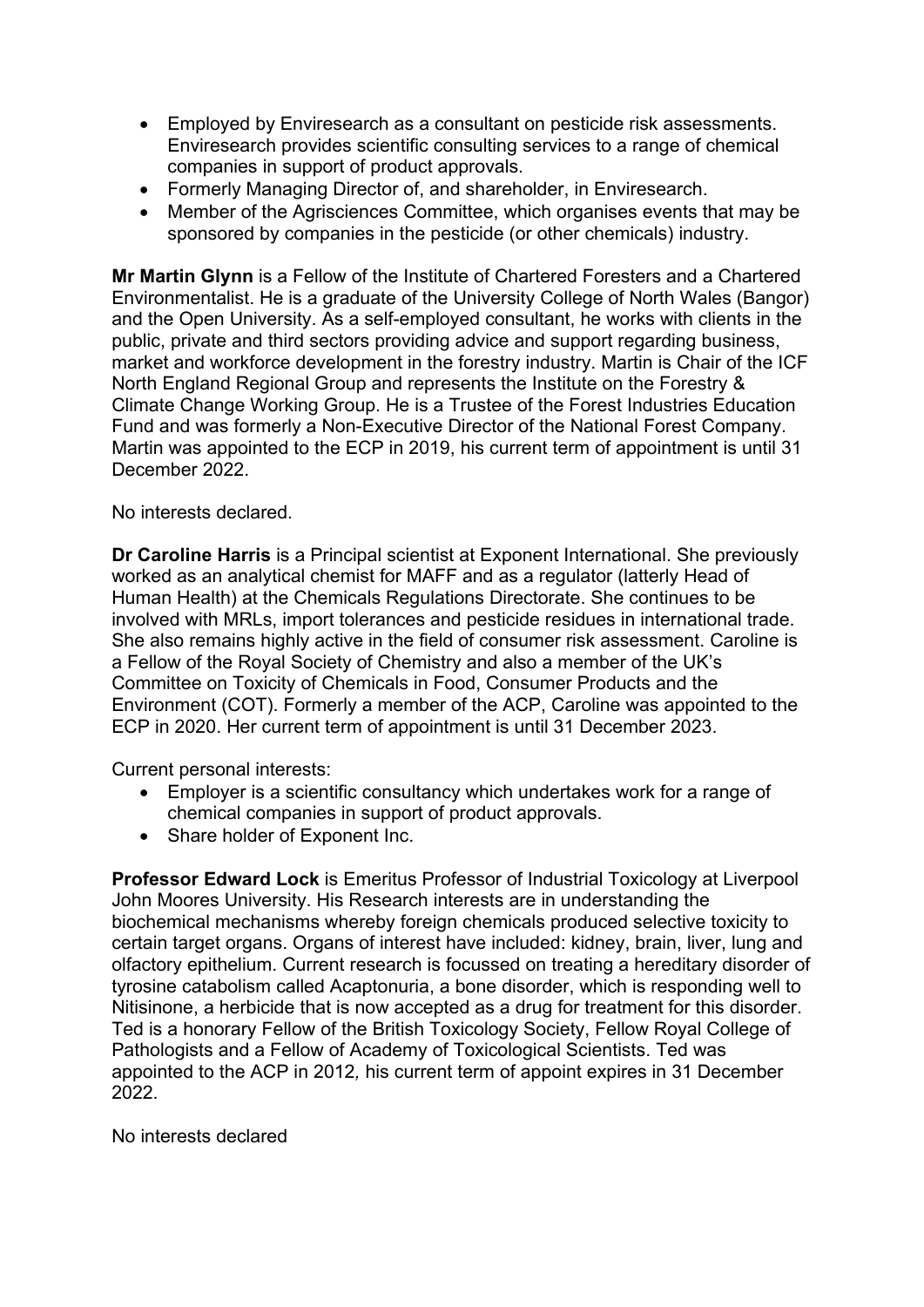- Employed by Enviresearch as a consultant on pesticide risk assessments. Enviresearch provides scientific consulting services to a range of chemical companies in support of product approvals.
- Formerly Managing Director of, and shareholder, in Enviresearch.
- Member of the Agrisciences Committee, which organises events that may be sponsored by companies in the pesticide (or other chemicals) industry.

**Mr Martin Glynn** is a Fellow of the Institute of Chartered Foresters and a Chartered Environmentalist. He is a graduate of the University College of North Wales (Bangor) and the Open University. As a self-employed consultant, he works with clients in the public, private and third sectors providing advice and support regarding business, market and workforce development in the forestry industry. Martin is Chair of the ICF North England Regional Group and represents the Institute on the Forestry & Climate Change Working Group. He is a Trustee of the Forest Industries Education Fund and was formerly a Non-Executive Director of the National Forest Company. Martin was appointed to the ECP in 2019, his current term of appointment is until 31 December 2022.

No interests declared.

**Dr Caroline Harris** is a Principal scientist at Exponent International. She previously worked as an analytical chemist for MAFF and as a regulator (latterly Head of Human Health) at the Chemicals Regulations Directorate. She continues to be involved with MRLs, import tolerances and pesticide residues in international trade. She also remains highly active in the field of consumer risk assessment. Caroline is a Fellow of the Royal Society of Chemistry and also a member of the UK's Committee on Toxicity of Chemicals in Food, Consumer Products and the Environment (COT). Formerly a member of the ACP, Caroline was appointed to the ECP in 2020. Her current term of appointment is until 31 December 2023.

Current personal interests:

- Employer is a scientific consultancy which undertakes work for a range of chemical companies in support of product approvals.
- Share holder of Exponent Inc.

**Professor Edward Lock** is Emeritus Professor of Industrial Toxicology at Liverpool John Moores University. His Research interests are in understanding the biochemical mechanisms whereby foreign chemicals produced selective toxicity to certain target organs. Organs of interest have included: kidney, brain, liver, lung and olfactory epithelium. Current research is focussed on treating a hereditary disorder of tyrosine catabolism called Acaptonuria, a bone disorder, which is responding well to Nitisinone, a herbicide that is now accepted as a drug for treatment for this disorder. Ted is a honorary Fellow of the British Toxicology Society, Fellow Royal College of Pathologists and a Fellow of Academy of Toxicological Scientists. Ted was appointed to the ACP in 2012*,* his current term of appoint expires in 31 December 2022.

No interests declared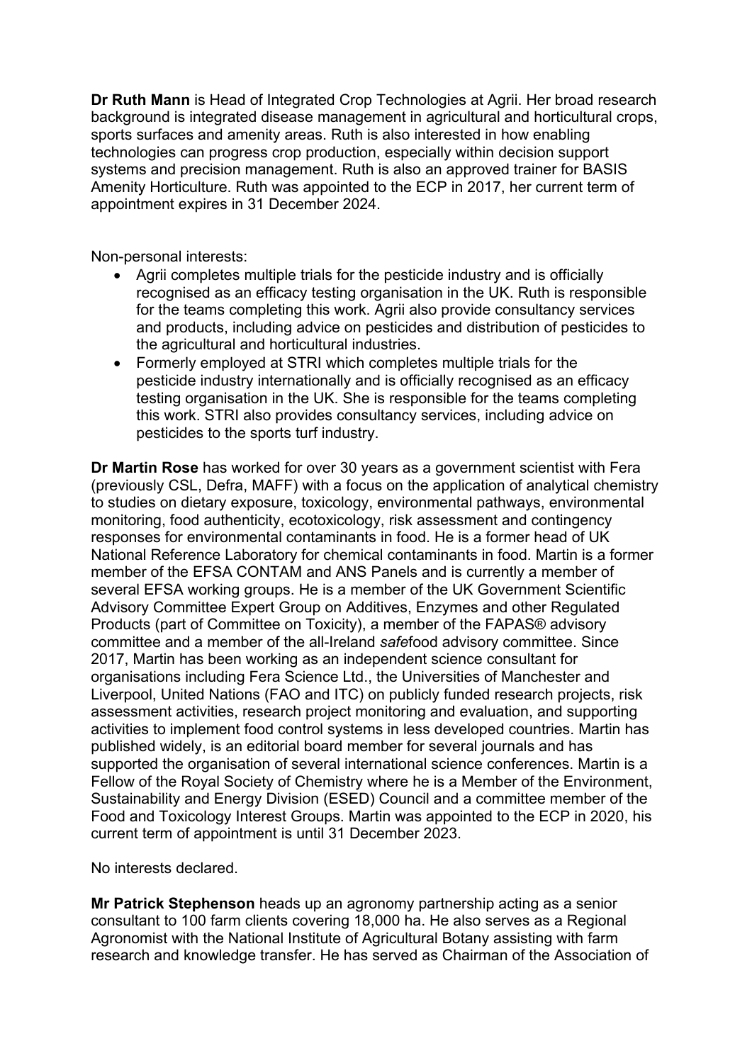**Dr Ruth Mann** is Head of Integrated Crop Technologies at Agrii. Her broad research background is integrated disease management in agricultural and horticultural crops, sports surfaces and amenity areas. Ruth is also interested in how enabling technologies can progress crop production, especially within decision support systems and precision management. Ruth is also an approved trainer for BASIS Amenity Horticulture. Ruth was appointed to the ECP in 2017, her current term of appointment expires in 31 December 2024.

Non-personal interests:

- Agrii completes multiple trials for the pesticide industry and is officially recognised as an efficacy testing organisation in the UK. Ruth is responsible for the teams completing this work. Agrii also provide consultancy services and products, including advice on pesticides and distribution of pesticides to the agricultural and horticultural industries.
- Formerly employed at STRI which completes multiple trials for the pesticide industry internationally and is officially recognised as an efficacy testing organisation in the UK. She is responsible for the teams completing this work. STRI also provides consultancy services, including advice on pesticides to the sports turf industry.

**Dr Martin Rose** has worked for over 30 years as a government scientist with Fera (previously CSL, Defra, MAFF) with a focus on the application of analytical chemistry to studies on dietary exposure, toxicology, environmental pathways, environmental monitoring, food authenticity, ecotoxicology, risk assessment and contingency responses for environmental contaminants in food. He is a former head of UK National Reference Laboratory for chemical contaminants in food. Martin is a former member of the EFSA CONTAM and ANS Panels and is currently a member of several EFSA working groups. He is a member of the UK Government Scientific Advisory Committee Expert Group on Additives, Enzymes and other Regulated Products (part of Committee on Toxicity), a member of the FAPAS® advisory committee and a member of the all-Ireland *safe*food advisory committee. Since 2017, Martin has been working as an independent science consultant for organisations including Fera Science Ltd., the Universities of Manchester and Liverpool, United Nations (FAO and ITC) on publicly funded research projects, risk assessment activities, research project monitoring and evaluation, and supporting activities to implement food control systems in less developed countries. Martin has published widely, is an editorial board member for several journals and has supported the organisation of several international science conferences. Martin is a Fellow of the Royal Society of Chemistry where he is a Member of the Environment, Sustainability and Energy Division (ESED) Council and a committee member of the Food and Toxicology Interest Groups. Martin was appointed to the ECP in 2020, his current term of appointment is until 31 December 2023.

No interests declared.

**Mr Patrick Stephenson** heads up an agronomy partnership acting as a senior consultant to 100 farm clients covering 18,000 ha. He also serves as a Regional Agronomist with the National Institute of Agricultural Botany assisting with farm research and knowledge transfer. He has served as Chairman of the Association of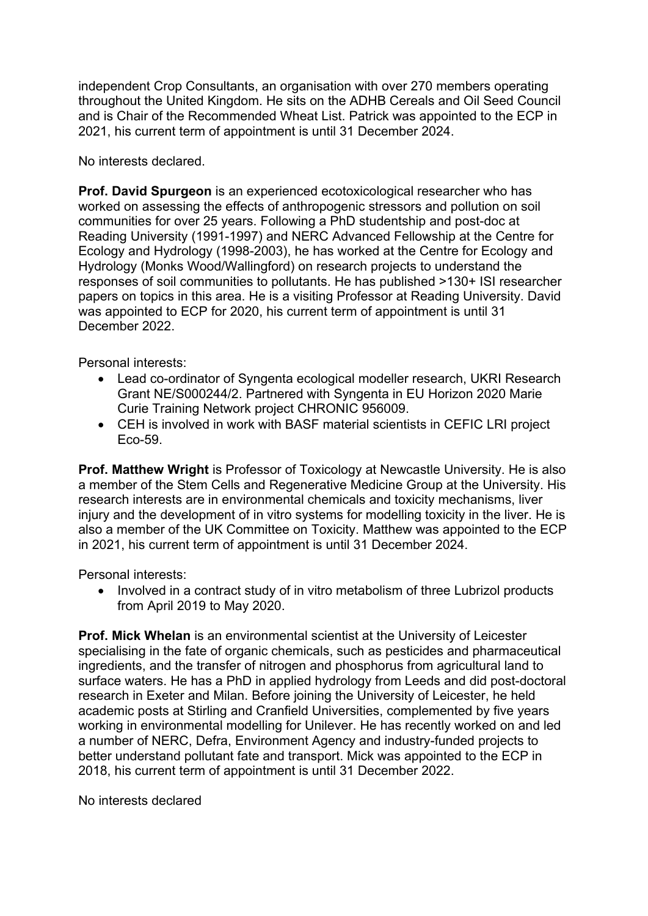independent Crop Consultants, an organisation with over 270 members operating throughout the United Kingdom. He sits on the ADHB Cereals and Oil Seed Council and is Chair of the Recommended Wheat List. Patrick was appointed to the ECP in 2021, his current term of appointment is until 31 December 2024.

No interests declared.

**Prof. David Spurgeon** is an experienced ecotoxicological researcher who has worked on assessing the effects of anthropogenic stressors and pollution on soil communities for over 25 years. Following a PhD studentship and post-doc at Reading University (1991-1997) and NERC Advanced Fellowship at the Centre for Ecology and Hydrology (1998-2003), he has worked at the Centre for Ecology and Hydrology (Monks Wood/Wallingford) on research projects to understand the responses of soil communities to pollutants. He has published >130+ ISI researcher papers on topics in this area. He is a visiting Professor at Reading University. David was appointed to ECP for 2020, his current term of appointment is until 31 December 2022.

Personal interests:

- Lead co-ordinator of Syngenta ecological modeller research, UKRI Research Grant NE/S000244/2. Partnered with Syngenta in EU Horizon 2020 Marie Curie Training Network project CHRONIC 956009.
- CEH is involved in work with BASF material scientists in CEFIC LRI project Eco-59.

**Prof. Matthew Wright** is Professor of Toxicology at Newcastle University. He is also a member of the Stem Cells and Regenerative Medicine Group at the University. His research interests are in environmental chemicals and toxicity mechanisms, liver injury and the development of in vitro systems for modelling toxicity in the liver. He is also a member of the UK Committee on Toxicity. Matthew was appointed to the ECP in 2021, his current term of appointment is until 31 December 2024.

Personal interests:

- Involved in a contract study of in vitro metabolism of three Lubrizol products from April 2019 to May 2020.

**Prof. Mick Whelan** is an environmental scientist at the University of Leicester specialising in the fate of organic chemicals, such as pesticides and pharmaceutical ingredients, and the transfer of nitrogen and phosphorus from agricultural land to surface waters. He has a PhD in applied hydrology from Leeds and did post-doctoral research in Exeter and Milan. Before joining the University of Leicester, he held academic posts at Stirling and Cranfield Universities, complemented by five years working in environmental modelling for Unilever. He has recently worked on and led a number of NERC, Defra, Environment Agency and industry-funded projects to better understand pollutant fate and transport. Mick was appointed to the ECP in 2018, his current term of appointment is until 31 December 2022.

No interests declared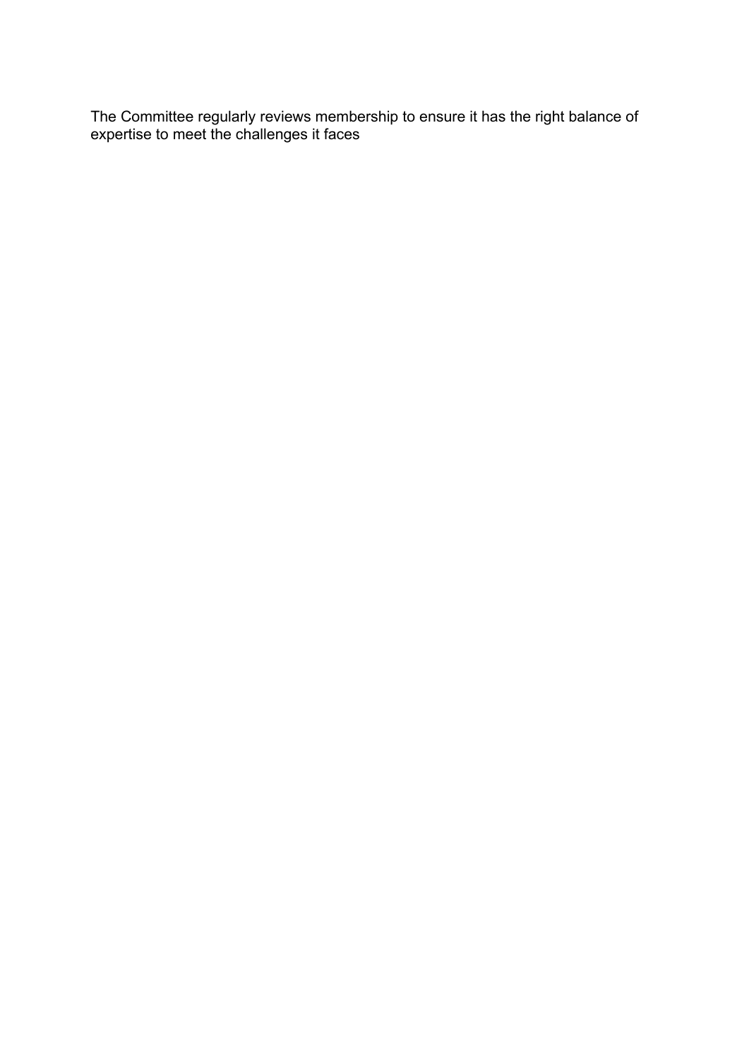The Committee regularly reviews membership to ensure it has the right balance of expertise to meet the challenges it faces